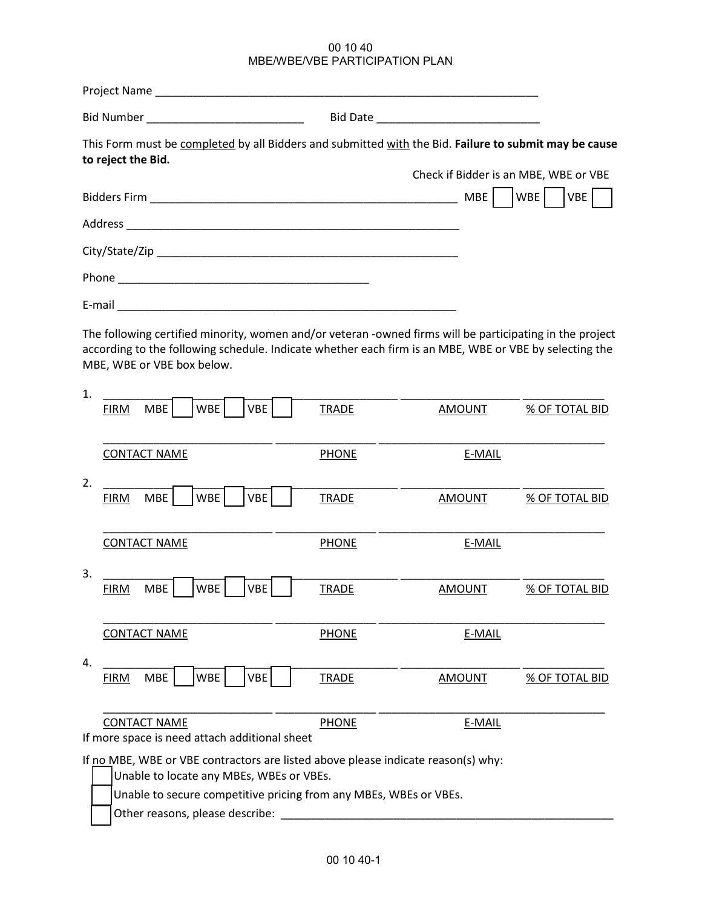# 00 10 40
# MBE/WBE/VBE PARTICIPATION PLAN

Project Name ______________________________________________________________

Bid Number _________________________ Bid Date __________________________

This Form must be <u>completed</u> by all Bidders and submitted <u>with</u> the Bid. **Failure to submit may be cause to reject the Bid.**

Check if Bidder is an MBE, WBE or VBE

Bidders Firm _________________________________________________ MBE ☐ WBE ☐ VBE ☐

Address _______________________________________________________

City/State/Zip __________________________________________________

Phone ________________________________________

E-mail _______________________________________________________

The following certified minority, women and/or veteran -owned firms will be participating in the project according to the following schedule. Indicate whether each firm is an MBE, WBE or VBE by selecting the MBE, WBE or VBE box below.

1. ____________________________ ________________ ___________________ _____________
<u>FIRM</u> MBE ☐ WBE ☐ VBE ☐ <u>TRADE</u> <u>AMOUNT</u> <u>% OF TOTAL BID</u>

____________________________ ________________ ___________________________________
<u>CONTACT NAME</u> <u>PHONE</u> <u>E-MAIL</u>

2. ____________________________ ________________ ___________________ _____________
<u>FIRM</u> MBE ☐ WBE ☐ VBE ☐ <u>TRADE</u> <u>AMOUNT</u> <u>% OF TOTAL BID</u>

____________________________ ________________ ___________________________________
<u>CONTACT NAME</u> <u>PHONE</u> <u>E-MAIL</u>

3. ____________________________ ________________ ___________________ _____________
<u>FIRM</u> MBE ☐ WBE ☐ VBE ☐ <u>TRADE</u> <u>AMOUNT</u> <u>% OF TOTAL BID</u>

____________________________ ________________ ___________________________________
<u>CONTACT NAME</u> <u>PHONE</u> <u>E-MAIL</u>

4. ____________________________ ________________ ___________________ _____________
<u>FIRM</u> MBE ☐ WBE ☐ VBE ☐ <u>TRADE</u> <u>AMOUNT</u> <u>% OF TOTAL BID</u>

____________________________ ________________ ___________________________________
<u>CONTACT NAME</u> <u>PHONE</u> <u>E-MAIL</u>

If more space is need attach additional sheet

If no MBE, WBE or VBE contractors are listed above please indicate reason(s) why:

- ☐ Unable to locate any MBEs, WBEs or VBEs.
- ☐ Unable to secure competitive pricing from any MBEs, WBEs or VBEs.
- ☐ Other reasons, please describe: _______________________________________________________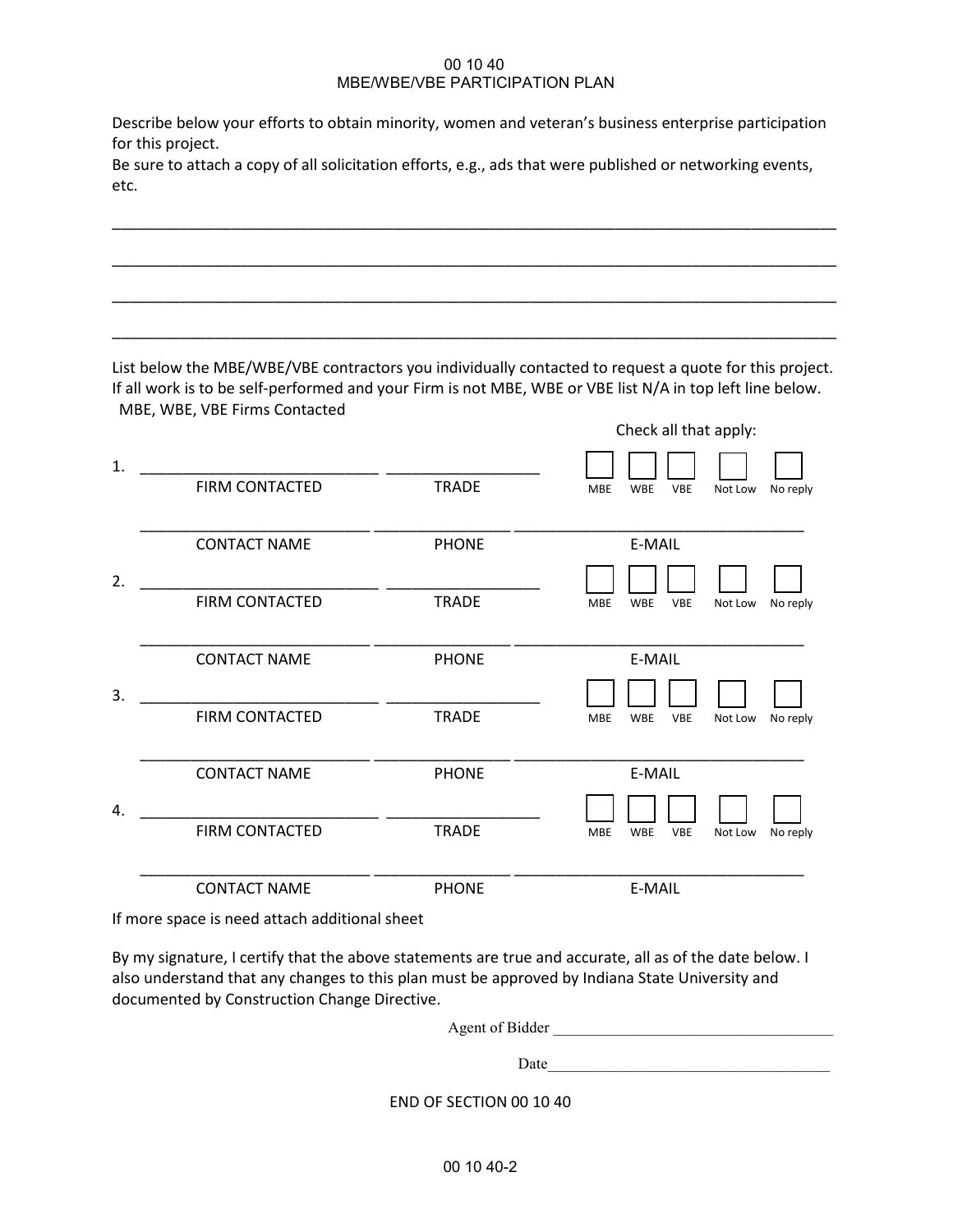00 10 40

# MBE/WBE/VBE PARTICIPATION PLAN

Describe below your efforts to obtain minority, women and veteran's business enterprise participation for this project.
Be sure to attach a copy of all solicitation efforts, e.g., ads that were published or networking events, etc.

_______________________________________________________________________________

_______________________________________________________________________________

_______________________________________________________________________________

_______________________________________________________________________________

List below the MBE/WBE/VBE contractors you individually contacted to request a quote for this project. If all work is to be self-performed and your Firm is not MBE, WBE or VBE list N/A in top left line below.
MBE, WBE, VBE Firms Contacted

Check all that apply:

1. ___________________________ ________________ ☐ MBE ☐ WBE ☐ VBE ☐ Not Low ☐ No reply
FIRM CONTACTED TRADE

___________________________ ________________ ______________________________
CONTACT NAME PHONE E-MAIL

2. ___________________________ ________________ ☐ MBE ☐ WBE ☐ VBE ☐ Not Low ☐ No reply
FIRM CONTACTED TRADE

___________________________ ________________ ______________________________
CONTACT NAME PHONE E-MAIL

3. ___________________________ ________________ ☐ MBE ☐ WBE ☐ VBE ☐ Not Low ☐ No reply
FIRM CONTACTED TRADE

___________________________ ________________ ______________________________
CONTACT NAME PHONE E-MAIL

4. ___________________________ ________________ ☐ MBE ☐ WBE ☐ VBE ☐ Not Low ☐ No reply
FIRM CONTACTED TRADE

___________________________ ________________ ______________________________
CONTACT NAME PHONE E-MAIL

If more space is need attach additional sheet

By my signature, I certify that the above statements are true and accurate, all as of the date below. I also understand that any changes to this plan must be approved by Indiana State University and documented by Construction Change Directive.

Agent of Bidder ___________________________________

Date___________________________________

END OF SECTION 00 10 40